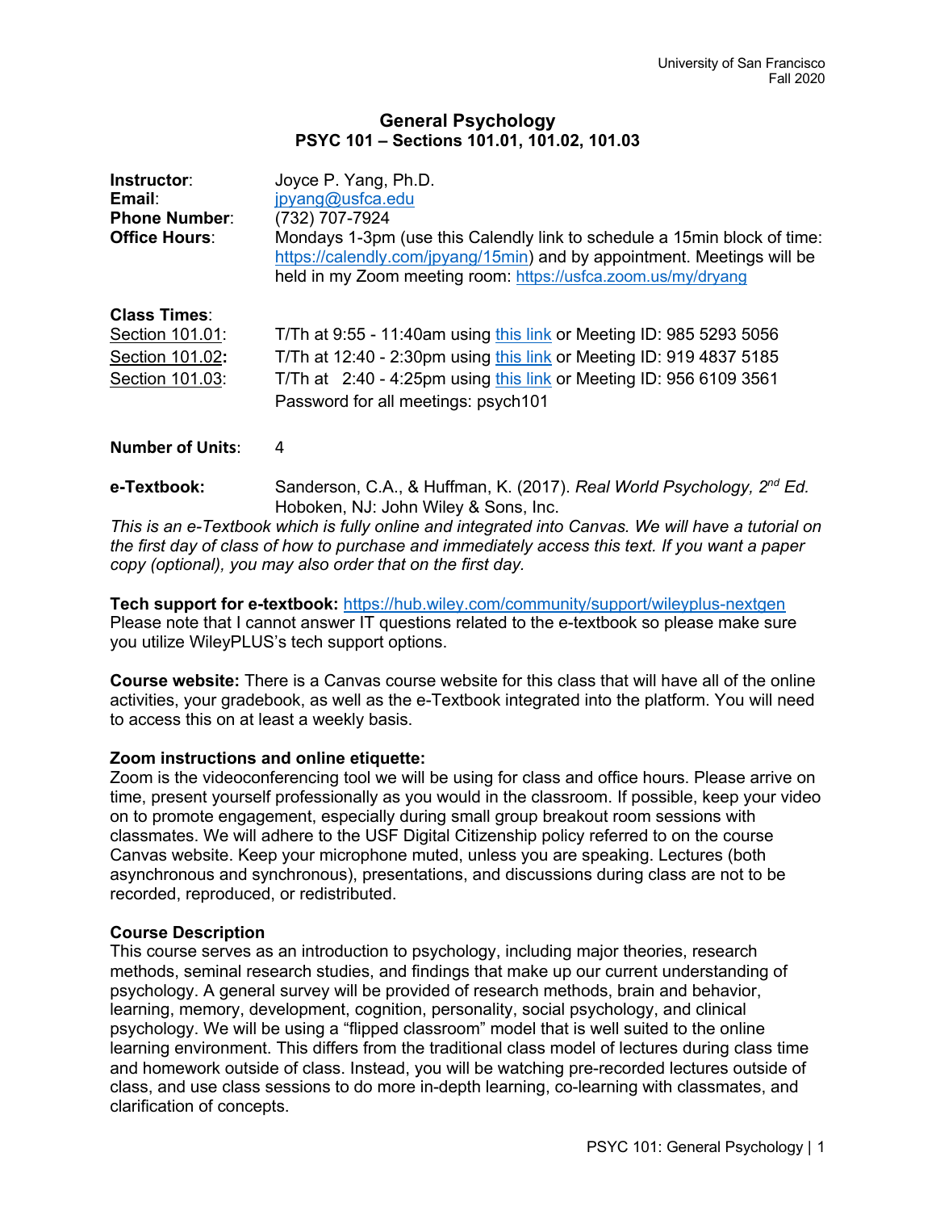University of San Francisco
Fall 2020

# General Psychology
## PSYC 101 – Sections 101.01, 101.02, 101.03

**Instructor**: Joyce P. Yang, Ph.D.
**Email**: jpyang@usfca.edu
**Phone Number**: (732) 707-7924
**Office Hours**: Mondays 1-3pm (use this Calendly link to schedule a 15min block of time: https://calendly.com/jpyang/15min) and by appointment. Meetings will be held in my Zoom meeting room: https://usfca.zoom.us/my/dryang

**Class Times**:
Section 101.01: T/Th at 9:55 - 11:40am using this link or Meeting ID: 985 5293 5056
Section 101.02: T/Th at 12:40 - 2:30pm using this link or Meeting ID: 919 4837 5185
Section 101.03: T/Th at 2:40 - 4:25pm using this link or Meeting ID: 956 6109 3561
Password for all meetings: psych101

**Number of Units**: 4

**e-Textbook:** Sanderson, C.A., & Huffman, K. (2017). *Real World Psychology, 2nd Ed.* Hoboken, NJ: John Wiley & Sons, Inc.

*This is an e-Textbook which is fully online and integrated into Canvas. We will have a tutorial on the first day of class of how to purchase and immediately access this text. If you want a paper copy (optional), you may also order that on the first day.*

**Tech support for e-textbook:** https://hub.wiley.com/community/support/wileyplus-nextgen
Please note that I cannot answer IT questions related to the e-textbook so please make sure you utilize WileyPLUS's tech support options.

**Course website:** There is a Canvas course website for this class that will have all of the online activities, your gradebook, as well as the e-Textbook integrated into the platform. You will need to access this on at least a weekly basis.

**Zoom instructions and online etiquette:**
Zoom is the videoconferencing tool we will be using for class and office hours. Please arrive on time, present yourself professionally as you would in the classroom. If possible, keep your video on to promote engagement, especially during small group breakout room sessions with classmates. We will adhere to the USF Digital Citizenship policy referred to on the course Canvas website. Keep your microphone muted, unless you are speaking. Lectures (both asynchronous and synchronous), presentations, and discussions during class are not to be recorded, reproduced, or redistributed.

**Course Description**
This course serves as an introduction to psychology, including major theories, research methods, seminal research studies, and findings that make up our current understanding of psychology. A general survey will be provided of research methods, brain and behavior, learning, memory, development, cognition, personality, social psychology, and clinical psychology. We will be using a "flipped classroom" model that is well suited to the online learning environment. This differs from the traditional class model of lectures during class time and homework outside of class. Instead, you will be watching pre-recorded lectures outside of class, and use class sessions to do more in-depth learning, co-learning with classmates, and clarification of concepts.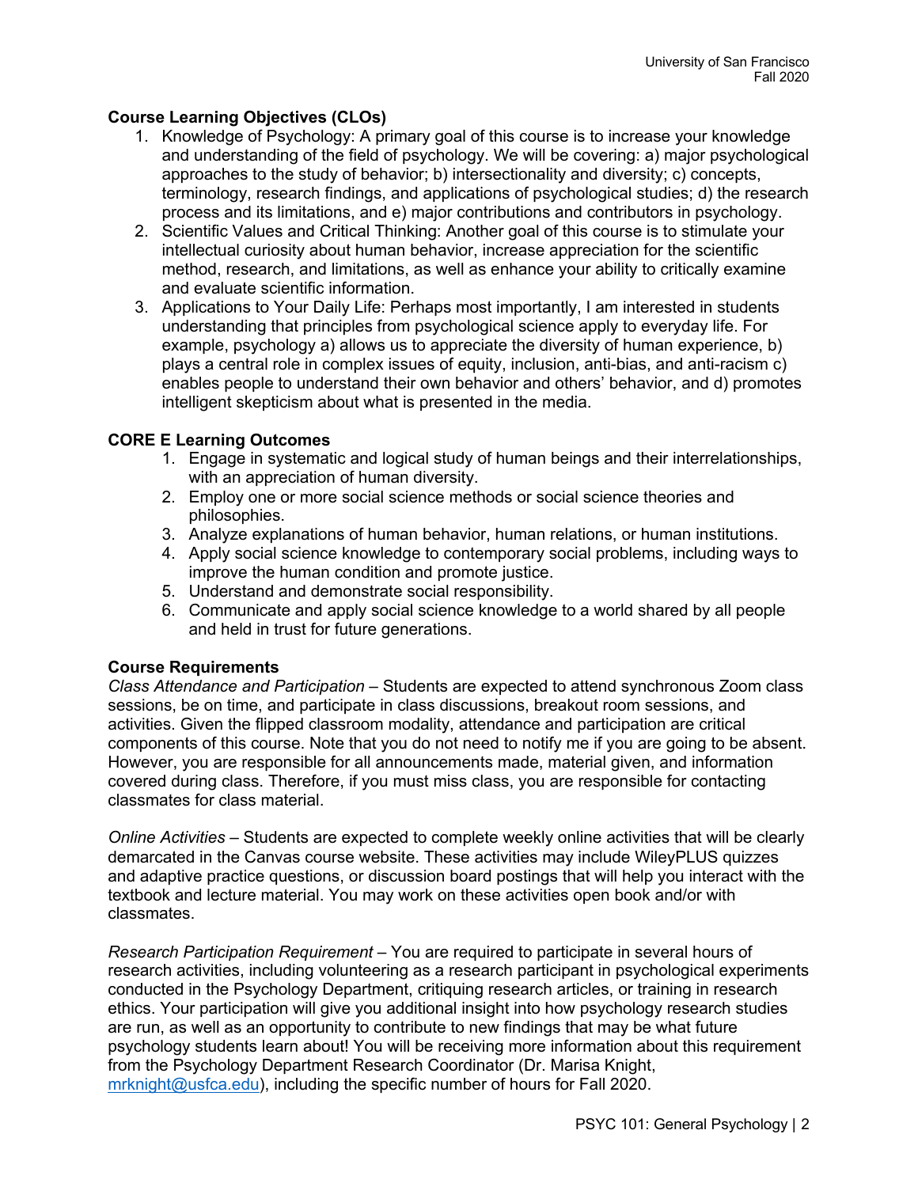**Course Learning Objectives (CLOs)**

1. Knowledge of Psychology: A primary goal of this course is to increase your knowledge and understanding of the field of psychology. We will be covering: a) major psychological approaches to the study of behavior; b) intersectionality and diversity; c) concepts, terminology, research findings, and applications of psychological studies; d) the research process and its limitations, and e) major contributions and contributors in psychology.
2. Scientific Values and Critical Thinking: Another goal of this course is to stimulate your intellectual curiosity about human behavior, increase appreciation for the scientific method, research, and limitations, as well as enhance your ability to critically examine and evaluate scientific information.
3. Applications to Your Daily Life: Perhaps most importantly, I am interested in students understanding that principles from psychological science apply to everyday life. For example, psychology a) allows us to appreciate the diversity of human experience, b) plays a central role in complex issues of equity, inclusion, anti-bias, and anti-racism c) enables people to understand their own behavior and others' behavior, and d) promotes intelligent skepticism about what is presented in the media.

**CORE E Learning Outcomes**

1. Engage in systematic and logical study of human beings and their interrelationships, with an appreciation of human diversity.
2. Employ one or more social science methods or social science theories and philosophies.
3. Analyze explanations of human behavior, human relations, or human institutions.
4. Apply social science knowledge to contemporary social problems, including ways to improve the human condition and promote justice.
5. Understand and demonstrate social responsibility.
6. Communicate and apply social science knowledge to a world shared by all people and held in trust for future generations.

**Course Requirements**

*Class Attendance and Participation* – Students are expected to attend synchronous Zoom class sessions, be on time, and participate in class discussions, breakout room sessions, and activities. Given the flipped classroom modality, attendance and participation are critical components of this course. Note that you do not need to notify me if you are going to be absent. However, you are responsible for all announcements made, material given, and information covered during class. Therefore, if you must miss class, you are responsible for contacting classmates for class material.

*Online Activities* – Students are expected to complete weekly online activities that will be clearly demarcated in the Canvas course website. These activities may include WileyPLUS quizzes and adaptive practice questions, or discussion board postings that will help you interact with the textbook and lecture material. You may work on these activities open book and/or with classmates.

*Research Participation Requirement* – You are required to participate in several hours of research activities, including volunteering as a research participant in psychological experiments conducted in the Psychology Department, critiquing research articles, or training in research ethics. Your participation will give you additional insight into how psychology research studies are run, as well as an opportunity to contribute to new findings that may be what future psychology students learn about! You will be receiving more information about this requirement from the Psychology Department Research Coordinator (Dr. Marisa Knight, mrknight@usfca.edu), including the specific number of hours for Fall 2020.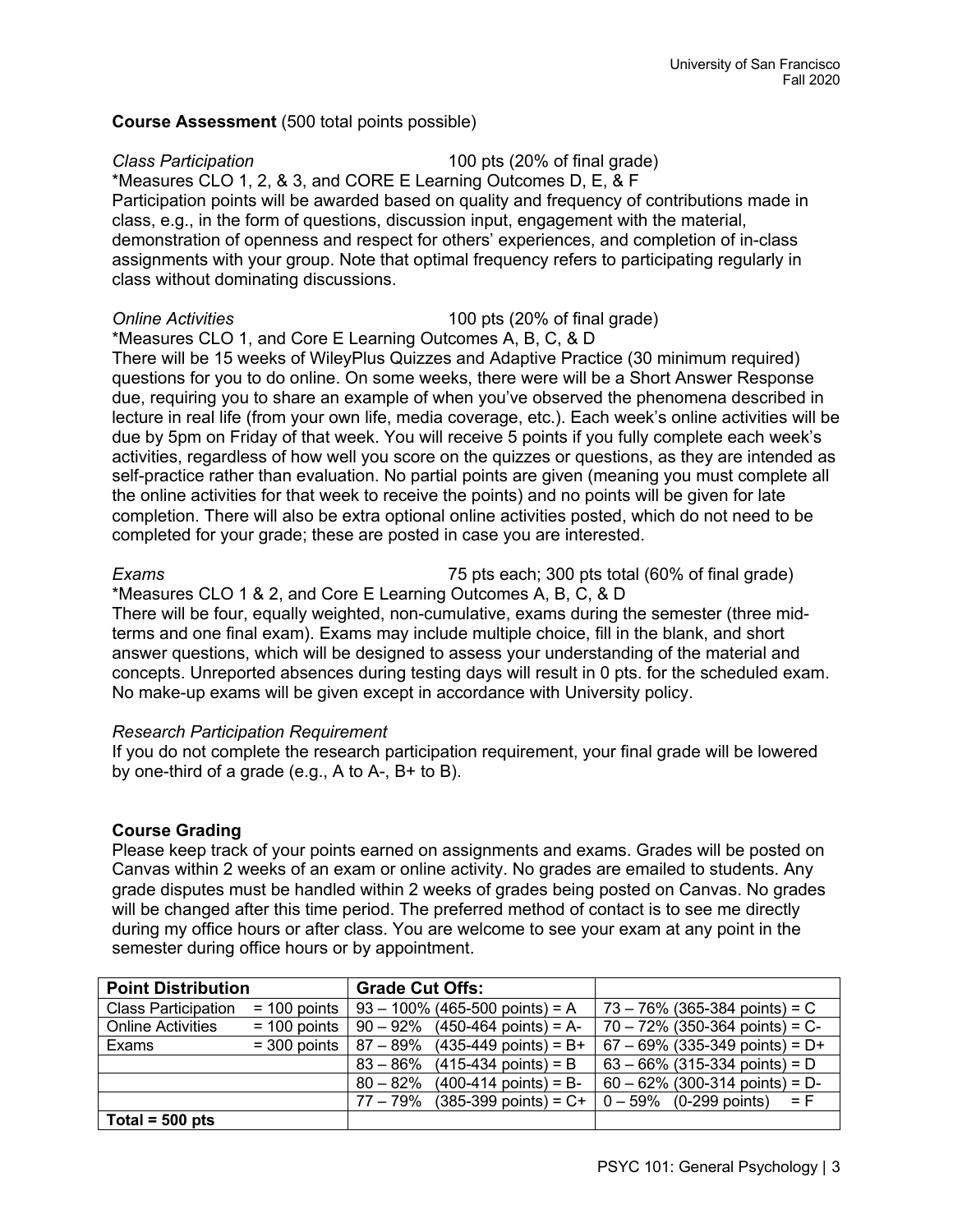**Course Assessment** (500 total points possible)

*Class Participation* 100 pts (20% of final grade)
*Measures CLO 1, 2, & 3, and CORE E Learning Outcomes D, E, & F
Participation points will be awarded based on quality and frequency of contributions made in class, e.g., in the form of questions, discussion input, engagement with the material, demonstration of openness and respect for others' experiences, and completion of in-class assignments with your group. Note that optimal frequency refers to participating regularly in class without dominating discussions.

*Online Activities* 100 pts (20% of final grade)
*Measures CLO 1, and Core E Learning Outcomes A, B, C, & D
There will be 15 weeks of WileyPlus Quizzes and Adaptive Practice (30 minimum required) questions for you to do online. On some weeks, there were will be a Short Answer Response due, requiring you to share an example of when you've observed the phenomena described in lecture in real life (from your own life, media coverage, etc.). Each week's online activities will be due by 5pm on Friday of that week. You will receive 5 points if you fully complete each week's activities, regardless of how well you score on the quizzes or questions, as they are intended as self-practice rather than evaluation. No partial points are given (meaning you must complete all the online activities for that week to receive the points) and no points will be given for late completion. There will also be extra optional online activities posted, which do not need to be completed for your grade; these are posted in case you are interested.

*Exams* 75 pts each; 300 pts total (60% of final grade)
*Measures CLO 1 & 2, and Core E Learning Outcomes A, B, C, & D
There will be four, equally weighted, non-cumulative, exams during the semester (three mid-terms and one final exam). Exams may include multiple choice, fill in the blank, and short answer questions, which will be designed to assess your understanding of the material and concepts. Unreported absences during testing days will result in 0 pts. for the scheduled exam. No make-up exams will be given except in accordance with University policy.

*Research Participation Requirement*
If you do not complete the research participation requirement, your final grade will be lowered by one-third of a grade (e.g., A to A-, B+ to B).

**Course Grading**
Please keep track of your points earned on assignments and exams. Grades will be posted on Canvas within 2 weeks of an exam or online activity. No grades are emailed to students. Any grade disputes must be handled within 2 weeks of grades being posted on Canvas. No grades will be changed after this time period. The preferred method of contact is to see me directly during my office hours or after class. You are welcome to see your exam at any point in the semester during office hours or by appointment.

| **Point Distribution** | | **Grade Cut Offs:** | |
|---|---|---|---|
| Class Participation | = 100 points | 93 – 100% (465-500 points) = A | 73 – 76% (365-384 points) = C |
| Online Activities | = 100 points | 90 – 92% (450-464 points) = A- | 70 – 72% (350-364 points) = C- |
| Exams | = 300 points | 87 – 89% (435-449 points) = B+ | 67 – 69% (335-349 points) = D+ |
| | | 83 – 86% (415-434 points) = B | 63 – 66% (315-334 points) = D |
| | | 80 – 82% (400-414 points) = B- | 60 – 62% (300-314 points) = D- |
| | | 77 – 79% (385-399 points) = C+ | 0 – 59% (0-299 points) = F |
| **Total = 500 pts** | | | |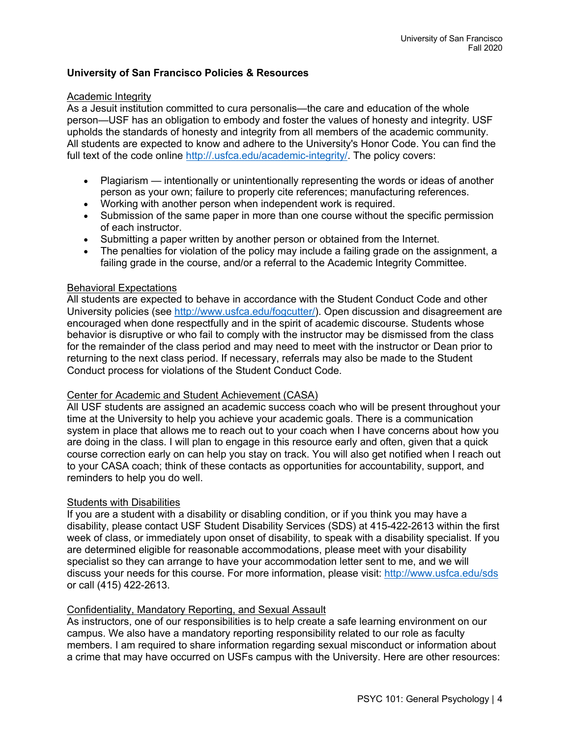## University of San Francisco Policies & Resources

Academic Integrity

As a Jesuit institution committed to cura personalis—the care and education of the whole person—USF has an obligation to embody and foster the values of honesty and integrity. USF upholds the standards of honesty and integrity from all members of the academic community. All students are expected to know and adhere to the University's Honor Code. You can find the full text of the code online http://.usfca.edu/academic-integrity/. The policy covers:

- Plagiarism — intentionally or unintentionally representing the words or ideas of another person as your own; failure to properly cite references; manufacturing references.
- Working with another person when independent work is required.
- Submission of the same paper in more than one course without the specific permission of each instructor.
- Submitting a paper written by another person or obtained from the Internet.
- The penalties for violation of the policy may include a failing grade on the assignment, a failing grade in the course, and/or a referral to the Academic Integrity Committee.

Behavioral Expectations

All students are expected to behave in accordance with the Student Conduct Code and other University policies (see http://www.usfca.edu/fogcutter/). Open discussion and disagreement are encouraged when done respectfully and in the spirit of academic discourse. Students whose behavior is disruptive or who fail to comply with the instructor may be dismissed from the class for the remainder of the class period and may need to meet with the instructor or Dean prior to returning to the next class period. If necessary, referrals may also be made to the Student Conduct process for violations of the Student Conduct Code.

Center for Academic and Student Achievement (CASA)

All USF students are assigned an academic success coach who will be present throughout your time at the University to help you achieve your academic goals. There is a communication system in place that allows me to reach out to your coach when I have concerns about how you are doing in the class. I will plan to engage in this resource early and often, given that a quick course correction early on can help you stay on track. You will also get notified when I reach out to your CASA coach; think of these contacts as opportunities for accountability, support, and reminders to help you do well.

Students with Disabilities

If you are a student with a disability or disabling condition, or if you think you may have a disability, please contact USF Student Disability Services (SDS) at 415-422-2613 within the first week of class, or immediately upon onset of disability, to speak with a disability specialist. If you are determined eligible for reasonable accommodations, please meet with your disability specialist so they can arrange to have your accommodation letter sent to me, and we will discuss your needs for this course. For more information, please visit: http://www.usfca.edu/sds or call (415) 422-2613.

Confidentiality, Mandatory Reporting, and Sexual Assault

As instructors, one of our responsibilities is to help create a safe learning environment on our campus. We also have a mandatory reporting responsibility related to our role as faculty members. I am required to share information regarding sexual misconduct or information about a crime that may have occurred on USFs campus with the University. Here are other resources: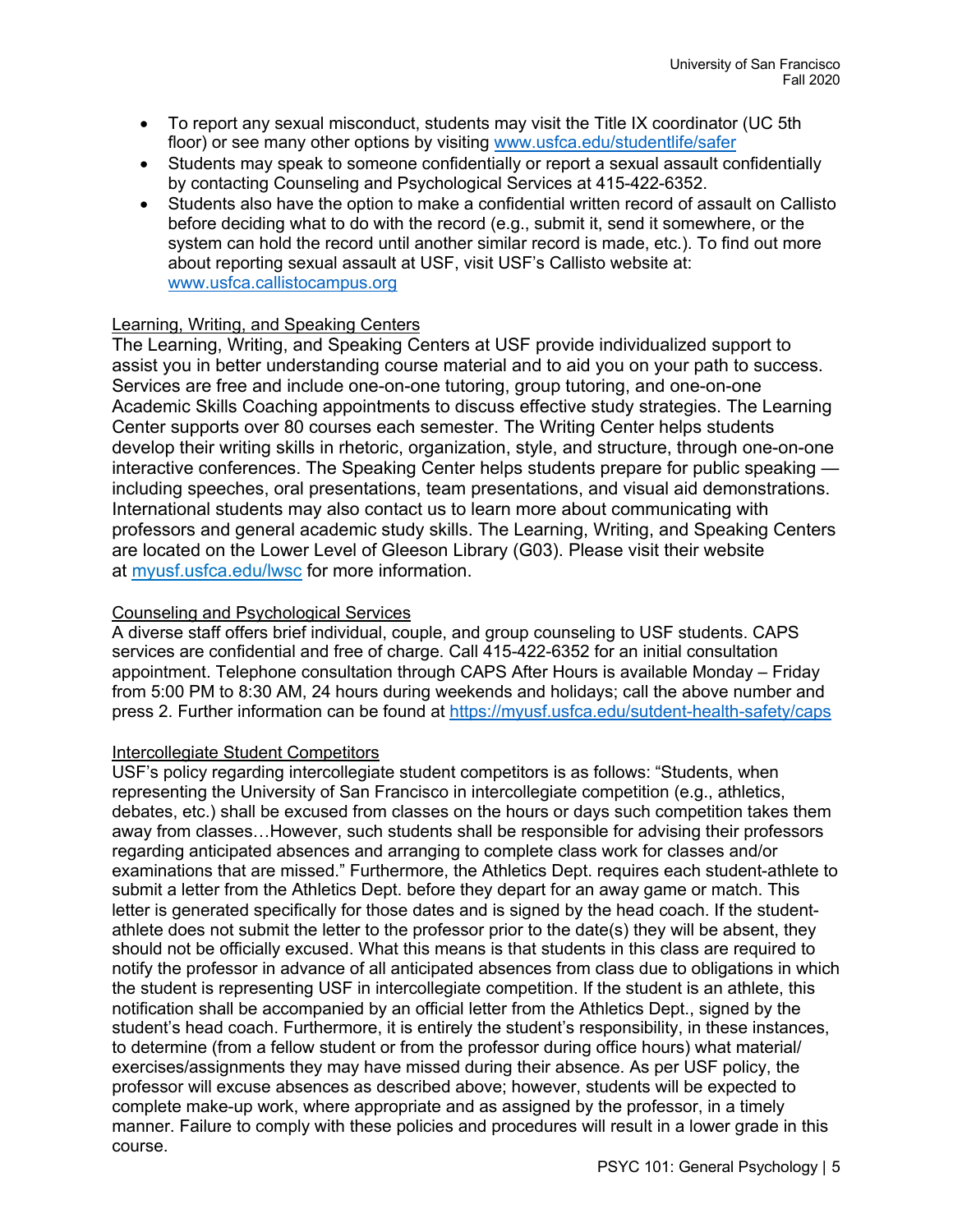- To report any sexual misconduct, students may visit the Title IX coordinator (UC 5th floor) or see many other options by visiting www.usfca.edu/studentlife/safer
- Students may speak to someone confidentially or report a sexual assault confidentially by contacting Counseling and Psychological Services at 415-422-6352.
- Students also have the option to make a confidential written record of assault on Callisto before deciding what to do with the record (e.g., submit it, send it somewhere, or the system can hold the record until another similar record is made, etc.). To find out more about reporting sexual assault at USF, visit USF's Callisto website at: www.usfca.callistocampus.org

<u>Learning, Writing, and Speaking Centers</u>

The Learning, Writing, and Speaking Centers at USF provide individualized support to assist you in better understanding course material and to aid you on your path to success. Services are free and include one-on-one tutoring, group tutoring, and one-on-one Academic Skills Coaching appointments to discuss effective study strategies. The Learning Center supports over 80 courses each semester. The Writing Center helps students develop their writing skills in rhetoric, organization, style, and structure, through one-on-one interactive conferences. The Speaking Center helps students prepare for public speaking — including speeches, oral presentations, team presentations, and visual aid demonstrations. International students may also contact us to learn more about communicating with professors and general academic study skills. The Learning, Writing, and Speaking Centers are located on the Lower Level of Gleeson Library (G03). Please visit their website at myusf.usfca.edu/lwsc for more information.

<u>Counseling and Psychological Services</u>

A diverse staff offers brief individual, couple, and group counseling to USF students. CAPS services are confidential and free of charge. Call 415-422-6352 for an initial consultation appointment. Telephone consultation through CAPS After Hours is available Monday – Friday from 5:00 PM to 8:30 AM, 24 hours during weekends and holidays; call the above number and press 2. Further information can be found at https://myusf.usfca.edu/sutdent-health-safety/caps

<u>Intercollegiate Student Competitors</u>

USF's policy regarding intercollegiate student competitors is as follows: "Students, when representing the University of San Francisco in intercollegiate competition (e.g., athletics, debates, etc.) shall be excused from classes on the hours or days such competition takes them away from classes…However, such students shall be responsible for advising their professors regarding anticipated absences and arranging to complete class work for classes and/or examinations that are missed." Furthermore, the Athletics Dept. requires each student-athlete to submit a letter from the Athletics Dept. before they depart for an away game or match. This letter is generated specifically for those dates and is signed by the head coach. If the student-athlete does not submit the letter to the professor prior to the date(s) they will be absent, they should not be officially excused. What this means is that students in this class are required to notify the professor in advance of all anticipated absences from class due to obligations in which the student is representing USF in intercollegiate competition. If the student is an athlete, this notification shall be accompanied by an official letter from the Athletics Dept., signed by the student's head coach. Furthermore, it is entirely the student's responsibility, in these instances, to determine (from a fellow student or from the professor during office hours) what material/ exercises/assignments they may have missed during their absence. As per USF policy, the professor will excuse absences as described above; however, students will be expected to complete make-up work, where appropriate and as assigned by the professor, in a timely manner. Failure to comply with these policies and procedures will result in a lower grade in this course.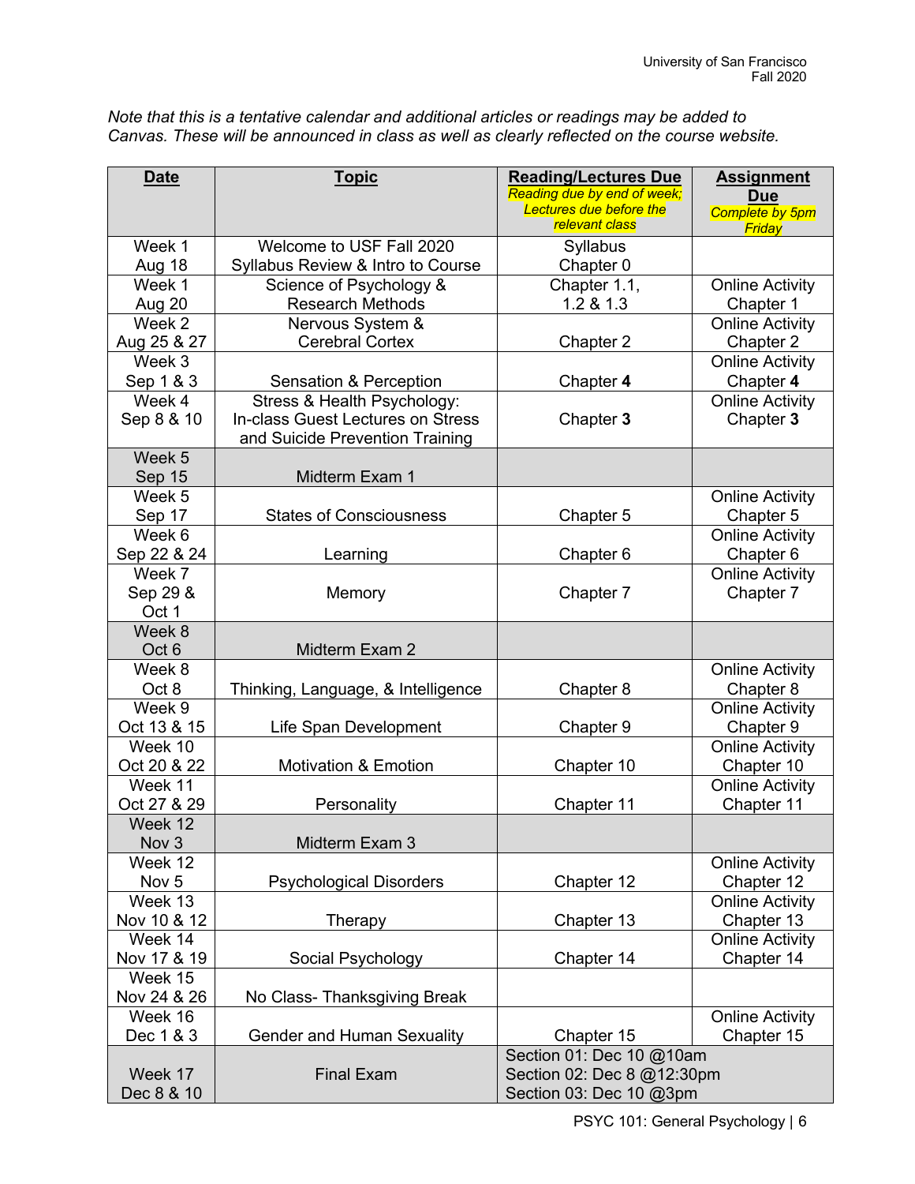*Note that this is a tentative calendar and additional articles or readings may be added to Canvas. These will be announced in class as well as clearly reflected on the course website.*

| **Date** | **Topic** | **Reading/Lectures Due** *Reading due by end of week; Lectures due before the relevant class* | **Assignment Due** *Complete by 5pm Friday* |
|---|---|---|---|
| Week 1 Aug 18 | Welcome to USF Fall 2020 Syllabus Review & Intro to Course | Syllabus Chapter 0 | |
| Week 1 Aug 20 | Science of Psychology & Research Methods | Chapter 1.1, 1.2 & 1.3 | Online Activity Chapter 1 |
| Week 2 Aug 25 & 27 | Nervous System & Cerebral Cortex | Chapter 2 | Online Activity Chapter 2 |
| Week 3 Sep 1 & 3 | Sensation & Perception | Chapter **4** | Online Activity Chapter **4** |
| Week 4 Sep 8 & 10 | Stress & Health Psychology: In-class Guest Lectures on Stress and Suicide Prevention Training | Chapter **3** | Online Activity Chapter **3** |
| Week 5 Sep 15 | Midterm Exam 1 | | |
| Week 5 Sep 17 | States of Consciousness | Chapter 5 | Online Activity Chapter 5 |
| Week 6 Sep 22 & 24 | Learning | Chapter 6 | Online Activity Chapter 6 |
| Week 7 Sep 29 & Oct 1 | Memory | Chapter 7 | Online Activity Chapter 7 |
| Week 8 Oct 6 | Midterm Exam 2 | | |
| Week 8 Oct 8 | Thinking, Language, & Intelligence | Chapter 8 | Online Activity Chapter 8 |
| Week 9 Oct 13 & 15 | Life Span Development | Chapter 9 | Online Activity Chapter 9 |
| Week 10 Oct 20 & 22 | Motivation & Emotion | Chapter 10 | Online Activity Chapter 10 |
| Week 11 Oct 27 & 29 | Personality | Chapter 11 | Online Activity Chapter 11 |
| Week 12 Nov 3 | Midterm Exam 3 | | |
| Week 12 Nov 5 | Psychological Disorders | Chapter 12 | Online Activity Chapter 12 |
| Week 13 Nov 10 & 12 | Therapy | Chapter 13 | Online Activity Chapter 13 |
| Week 14 Nov 17 & 19 | Social Psychology | Chapter 14 | Online Activity Chapter 14 |
| Week 15 Nov 24 & 26 | No Class- Thanksgiving Break | | |
| Week 16 Dec 1 & 3 | Gender and Human Sexuality | Chapter 15 | Online Activity Chapter 15 |
| Week 17 Dec 8 & 10 | Final Exam | Section 01: Dec 10 @10am Section 02: Dec 8 @12:30pm Section 03: Dec 10 @3pm | |